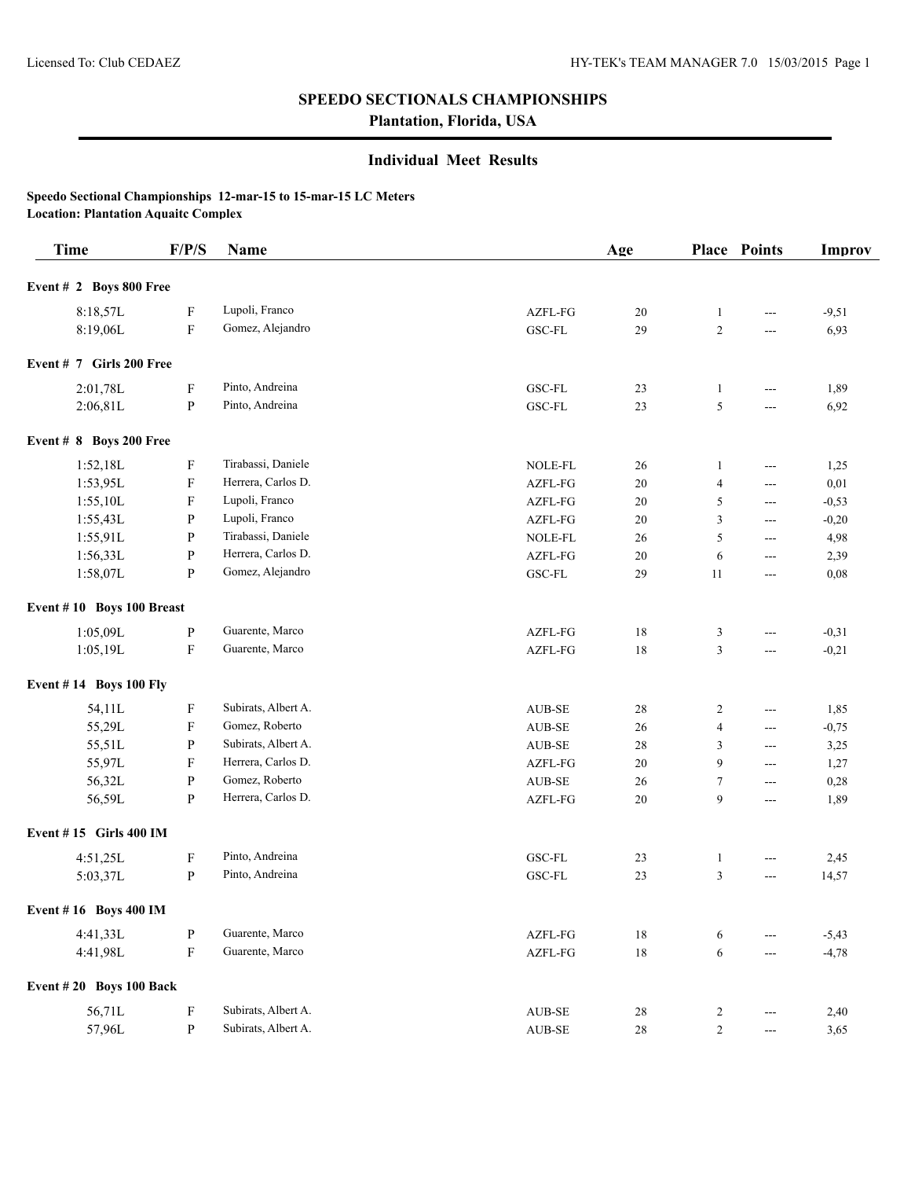# SPEEDO SECTIONALS CHAMPIONSHIPS

## Plantation, Florida, USA

### Individual Meet Results

**Speedo Sectional Championships 12-mar-15 to 15-mar-15 LC Meters**
**Location: Plantation Aquaitc Complex**

| Time | F/P/S | Name | | Age | Place | Points | Improv |
|---|---|---|---|---|---|---|---|
| **Event # 2 Boys 800 Free** | | | | | | | |
| 8:18,57L | F | Lupoli, Franco | AZFL-FG | 20 | 1 | --- | -9,51 |
| 8:19,06L | F | Gomez, Alejandro | GSC-FL | 29 | 2 | --- | 6,93 |
| **Event # 7 Girls 200 Free** | | | | | | | |
| 2:01,78L | F | Pinto, Andreina | GSC-FL | 23 | 1 | --- | 1,89 |
| 2:06,81L | P | Pinto, Andreina | GSC-FL | 23 | 5 | --- | 6,92 |
| **Event # 8 Boys 200 Free** | | | | | | | |
| 1:52,18L | F | Tirabassi, Daniele | NOLE-FL | 26 | 1 | --- | 1,25 |
| 1:53,95L | F | Herrera, Carlos D. | AZFL-FG | 20 | 4 | --- | 0,01 |
| 1:55,10L | F | Lupoli, Franco | AZFL-FG | 20 | 5 | --- | -0,53 |
| 1:55,43L | P | Lupoli, Franco | AZFL-FG | 20 | 3 | --- | -0,20 |
| 1:55,91L | P | Tirabassi, Daniele | NOLE-FL | 26 | 5 | --- | 4,98 |
| 1:56,33L | P | Herrera, Carlos D. | AZFL-FG | 20 | 6 | --- | 2,39 |
| 1:58,07L | P | Gomez, Alejandro | GSC-FL | 29 | 11 | --- | 0,08 |
| **Event # 10 Boys 100 Breast** | | | | | | | |
| 1:05,09L | P | Guarente, Marco | AZFL-FG | 18 | 3 | --- | -0,31 |
| 1:05,19L | F | Guarente, Marco | AZFL-FG | 18 | 3 | --- | -0,21 |
| **Event # 14 Boys 100 Fly** | | | | | | | |
| 54,11L | F | Subirats, Albert A. | AUB-SE | 28 | 2 | --- | 1,85 |
| 55,29L | F | Gomez, Roberto | AUB-SE | 26 | 4 | --- | -0,75 |
| 55,51L | P | Subirats, Albert A. | AUB-SE | 28 | 3 | --- | 3,25 |
| 55,97L | F | Herrera, Carlos D. | AZFL-FG | 20 | 9 | --- | 1,27 |
| 56,32L | P | Gomez, Roberto | AUB-SE | 26 | 7 | --- | 0,28 |
| 56,59L | P | Herrera, Carlos D. | AZFL-FG | 20 | 9 | --- | 1,89 |
| **Event # 15 Girls 400 IM** | | | | | | | |
| 4:51,25L | F | Pinto, Andreina | GSC-FL | 23 | 1 | --- | 2,45 |
| 5:03,37L | P | Pinto, Andreina | GSC-FL | 23 | 3 | --- | 14,57 |
| **Event # 16 Boys 400 IM** | | | | | | | |
| 4:41,33L | P | Guarente, Marco | AZFL-FG | 18 | 6 | --- | -5,43 |
| 4:41,98L | F | Guarente, Marco | AZFL-FG | 18 | 6 | --- | -4,78 |
| **Event # 20 Boys 100 Back** | | | | | | | |
| 56,71L | F | Subirats, Albert A. | AUB-SE | 28 | 2 | --- | 2,40 |
| 57,96L | P | Subirats, Albert A. | AUB-SE | 28 | 2 | --- | 3,65 |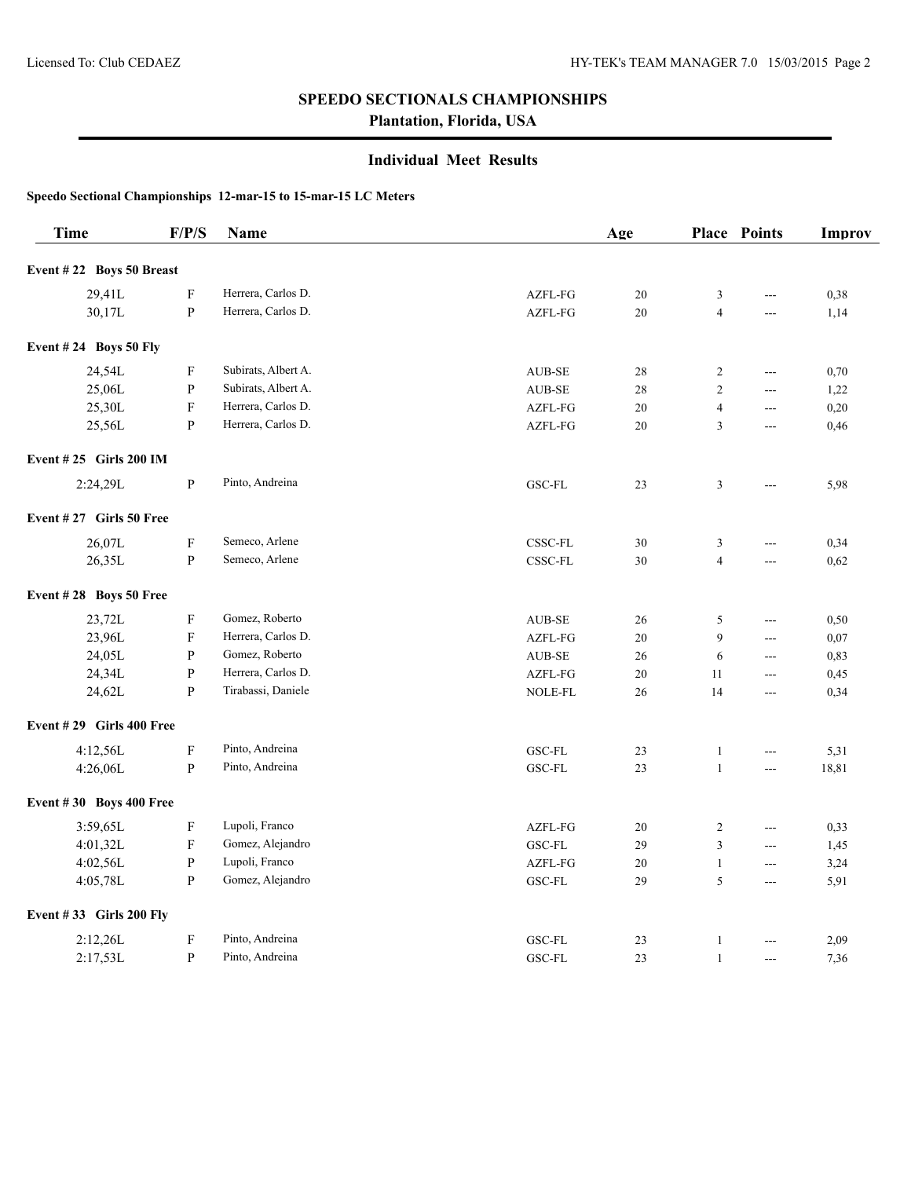## SPEEDO SECTIONALS CHAMPIONSHIPS

### Plantation, Florida, USA

### Individual Meet Results

**Speedo Sectional Championships 12-mar-15 to 15-mar-15 LC Meters**

| Time | F/P/S | Name | | Age | Place | Points | Improv |
|---|---|---|---|---|---|---|---|
| **Event # 22 Boys 50 Breast** | | | | | | | |
| 29,41L | F | Herrera, Carlos D. | AZFL-FG | 20 | 3 | --- | 0,38 |
| 30,17L | P | Herrera, Carlos D. | AZFL-FG | 20 | 4 | --- | 1,14 |
| **Event # 24 Boys 50 Fly** | | | | | | | |
| 24,54L | F | Subirats, Albert A. | AUB-SE | 28 | 2 | --- | 0,70 |
| 25,06L | P | Subirats, Albert A. | AUB-SE | 28 | 2 | --- | 1,22 |
| 25,30L | F | Herrera, Carlos D. | AZFL-FG | 20 | 4 | --- | 0,20 |
| 25,56L | P | Herrera, Carlos D. | AZFL-FG | 20 | 3 | --- | 0,46 |
| **Event # 25 Girls 200 IM** | | | | | | | |
| 2:24,29L | P | Pinto, Andreina | GSC-FL | 23 | 3 | --- | 5,98 |
| **Event # 27 Girls 50 Free** | | | | | | | |
| 26,07L | F | Semeco, Arlene | CSSC-FL | 30 | 3 | --- | 0,34 |
| 26,35L | P | Semeco, Arlene | CSSC-FL | 30 | 4 | --- | 0,62 |
| **Event # 28 Boys 50 Free** | | | | | | | |
| 23,72L | F | Gomez, Roberto | AUB-SE | 26 | 5 | --- | 0,50 |
| 23,96L | F | Herrera, Carlos D. | AZFL-FG | 20 | 9 | --- | 0,07 |
| 24,05L | P | Gomez, Roberto | AUB-SE | 26 | 6 | --- | 0,83 |
| 24,34L | P | Herrera, Carlos D. | AZFL-FG | 20 | 11 | --- | 0,45 |
| 24,62L | P | Tirabassi, Daniele | NOLE-FL | 26 | 14 | --- | 0,34 |
| **Event # 29 Girls 400 Free** | | | | | | | |
| 4:12,56L | F | Pinto, Andreina | GSC-FL | 23 | 1 | --- | 5,31 |
| 4:26,06L | P | Pinto, Andreina | GSC-FL | 23 | 1 | --- | 18,81 |
| **Event # 30 Boys 400 Free** | | | | | | | |
| 3:59,65L | F | Lupoli, Franco | AZFL-FG | 20 | 2 | --- | 0,33 |
| 4:01,32L | F | Gomez, Alejandro | GSC-FL | 29 | 3 | --- | 1,45 |
| 4:02,56L | P | Lupoli, Franco | AZFL-FG | 20 | 1 | --- | 3,24 |
| 4:05,78L | P | Gomez, Alejandro | GSC-FL | 29 | 5 | --- | 5,91 |
| **Event # 33 Girls 200 Fly** | | | | | | | |
| 2:12,26L | F | Pinto, Andreina | GSC-FL | 23 | 1 | --- | 2,09 |
| 2:17,53L | P | Pinto, Andreina | GSC-FL | 23 | 1 | --- | 7,36 |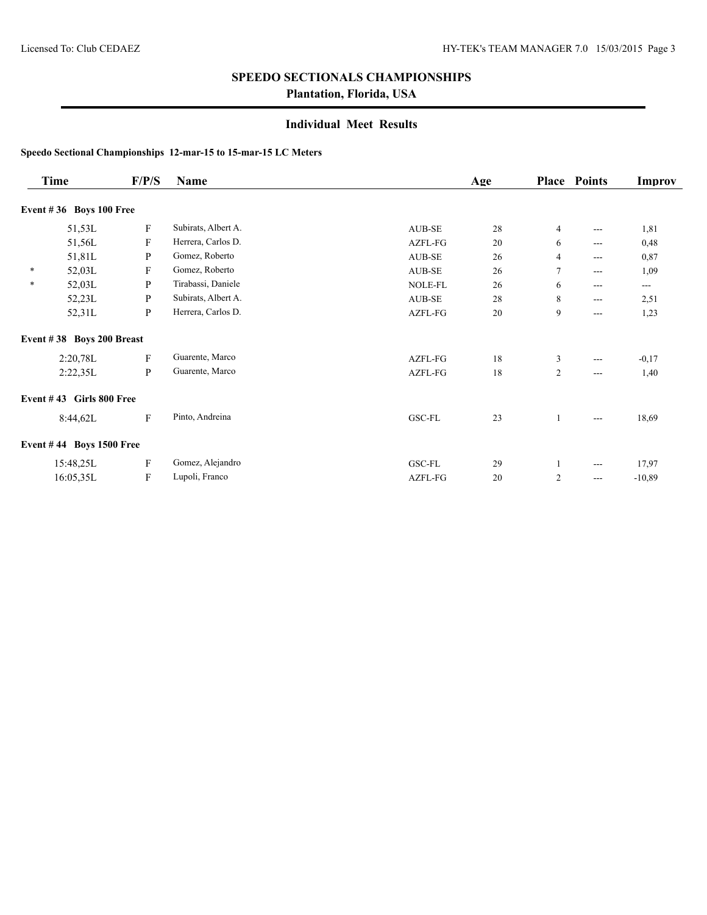## SPEEDO SECTIONALS CHAMPIONSHIPS

### Plantation, Florida, USA

### Individual Meet Results

**Speedo Sectional Championships 12-mar-15 to 15-mar-15 LC Meters**

| | Time | F/P/S | Name | | Age | Place | Points | Improv |
|---|---|---|---|---|---|---|---|---|
| **Event # 36 Boys 100 Free** | | | | | | | | |
| | 51,53L | F | Subirats, Albert A. | AUB-SE | 28 | 4 | --- | 1,81 |
| | 51,56L | F | Herrera, Carlos D. | AZFL-FG | 20 | 6 | --- | 0,48 |
| | 51,81L | P | Gomez, Roberto | AUB-SE | 26 | 4 | --- | 0,87 |
| * | 52,03L | F | Gomez, Roberto | AUB-SE | 26 | 7 | --- | 1,09 |
| * | 52,03L | P | Tirabassi, Daniele | NOLE-FL | 26 | 6 | --- | --- |
| | 52,23L | P | Subirats, Albert A. | AUB-SE | 28 | 8 | --- | 2,51 |
| | 52,31L | P | Herrera, Carlos D. | AZFL-FG | 20 | 9 | --- | 1,23 |
| **Event # 38 Boys 200 Breast** | | | | | | | | |
| | 2:20,78L | F | Guarente, Marco | AZFL-FG | 18 | 3 | --- | -0,17 |
| | 2:22,35L | P | Guarente, Marco | AZFL-FG | 18 | 2 | --- | 1,40 |
| **Event # 43 Girls 800 Free** | | | | | | | | |
| | 8:44,62L | F | Pinto, Andreina | GSC-FL | 23 | 1 | --- | 18,69 |
| **Event # 44 Boys 1500 Free** | | | | | | | | |
| | 15:48,25L | F | Gomez, Alejandro | GSC-FL | 29 | 1 | --- | 17,97 |
| | 16:05,35L | F | Lupoli, Franco | AZFL-FG | 20 | 2 | --- | -10,89 |